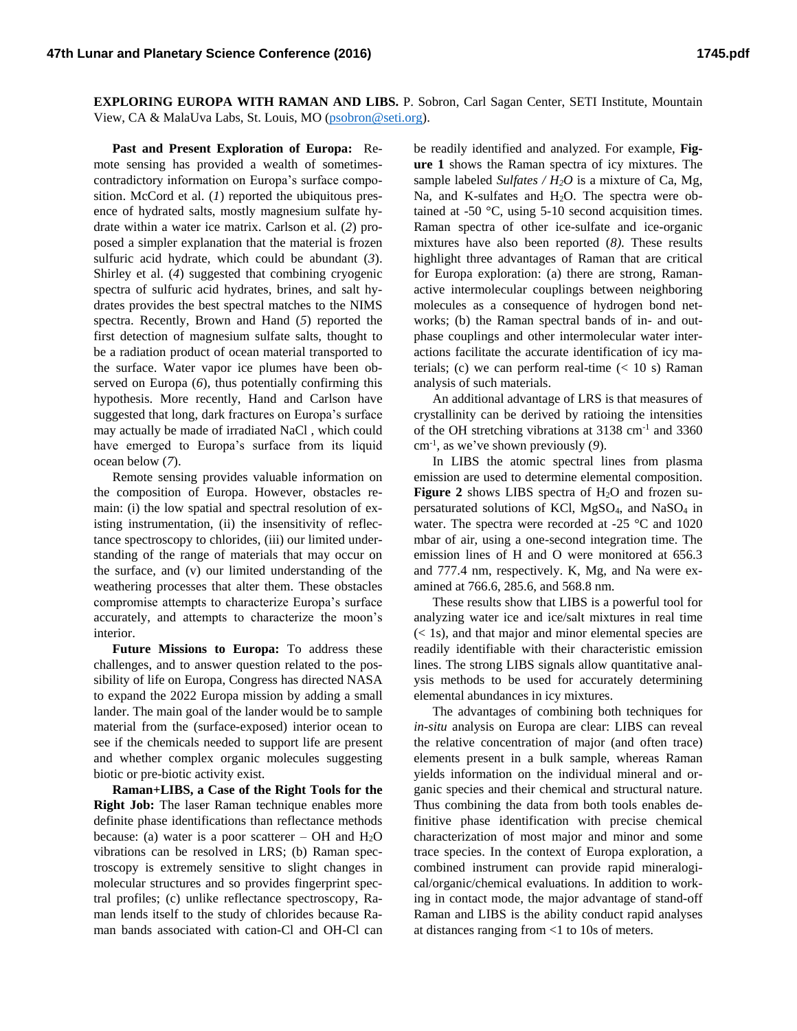**EXPLORING EUROPA WITH RAMAN AND LIBS.** P. Sobron, Carl Sagan Center, SETI Institute, Mountain View, CA & MalaUva Labs, St. Louis, MO (psobron@seti.org).

**Past and Present Exploration of Europa:** Remote sensing has provided a wealth of sometimes-contradictory information on Europa's surface composition. McCord et al. (*1*) reported the ubiquitous presence of hydrated salts, mostly magnesium sulfate hydrate within a water ice matrix. Carlson et al. (*2*) proposed a simpler explanation that the material is frozen sulfuric acid hydrate, which could be abundant (*3*). Shirley et al. (*4*) suggested that combining cryogenic spectra of sulfuric acid hydrates, brines, and salt hydrates provides the best spectral matches to the NIMS spectra. Recently, Brown and Hand (*5*) reported the first detection of magnesium sulfate salts, thought to be a radiation product of ocean material transported to the surface. Water vapor ice plumes have been observed on Europa (*6*), thus potentially confirming this hypothesis. More recently, Hand and Carlson have suggested that long, dark fractures on Europa's surface may actually be made of irradiated NaCl , which could have emerged to Europa's surface from its liquid ocean below (*7*).

Remote sensing provides valuable information on the composition of Europa. However, obstacles remain: (i) the low spatial and spectral resolution of existing instrumentation, (ii) the insensitivity of reflectance spectroscopy to chlorides, (iii) our limited understanding of the range of materials that may occur on the surface, and (v) our limited understanding of the weathering processes that alter them. These obstacles compromise attempts to characterize Europa's surface accurately, and attempts to characterize the moon's interior.

**Future Missions to Europa:** To address these challenges, and to answer question related to the possibility of life on Europa, Congress has directed NASA to expand the 2022 Europa mission by adding a small lander. The main goal of the lander would be to sample material from the (surface-exposed) interior ocean to see if the chemicals needed to support life are present and whether complex organic molecules suggesting biotic or pre-biotic activity exist.

**Raman+LIBS, a Case of the Right Tools for the Right Job:** The laser Raman technique enables more definite phase identifications than reflectance methods because: (a) water is a poor scatterer – OH and $H_2O$ vibrations can be resolved in LRS; (b) Raman spectroscopy is extremely sensitive to slight changes in molecular structures and so provides fingerprint spectral profiles; (c) unlike reflectance spectroscopy, Raman lends itself to the study of chlorides because Raman bands associated with cation-Cl and OH-Cl can be readily identified and analyzed. For example, **Figure 1** shows the Raman spectra of icy mixtures. The sample labeled *Sulfates / $H_2O$* is a mixture of Ca, Mg, Na, and K-sulfates and $H_2O$. The spectra were obtained at -50 °C, using 5-10 second acquisition times. Raman spectra of other ice-sulfate and ice-organic mixtures have also been reported (*8*). These results highlight three advantages of Raman that are critical for Europa exploration: (a) there are strong, Raman-active intermolecular couplings between neighboring molecules as a consequence of hydrogen bond networks; (b) the Raman spectral bands of in- and out-phase couplings and other intermolecular water interactions facilitate the accurate identification of icy materials; (c) we can perform real-time (< 10 s) Raman analysis of such materials.

An additional advantage of LRS is that measures of crystallinity can be derived by ratioing the intensities of the OH stretching vibrations at 3138 $cm^{-1}$ and 3360 $cm^{-1}$, as we've shown previously (*9*).

In LIBS the atomic spectral lines from plasma emission are used to determine elemental composition. **Figure 2** shows LIBS spectra of $H_2O$ and frozen supersaturated solutions of KCl, $MgSO_4$, and $NaSO_4$ in water. The spectra were recorded at -25 °C and 1020 mbar of air, using a one-second integration time. The emission lines of H and O were monitored at 656.3 and 777.4 nm, respectively. K, Mg, and Na were examined at 766.6, 285.6, and 568.8 nm.

These results show that LIBS is a powerful tool for analyzing water ice and ice/salt mixtures in real time (< 1s), and that major and minor elemental species are readily identifiable with their characteristic emission lines. The strong LIBS signals allow quantitative analysis methods to be used for accurately determining elemental abundances in icy mixtures.

The advantages of combining both techniques for *in-situ* analysis on Europa are clear: LIBS can reveal the relative concentration of major (and often trace) elements present in a bulk sample, whereas Raman yields information on the individual mineral and organic species and their chemical and structural nature. Thus combining the data from both tools enables definitive phase identification with precise chemical characterization of most major and minor and some trace species. In the context of Europa exploration, a combined instrument can provide rapid mineralogical/organic/chemical evaluations. In addition to working in contact mode, the major advantage of stand-off Raman and LIBS is the ability conduct rapid analyses at distances ranging from <1 to 10s of meters.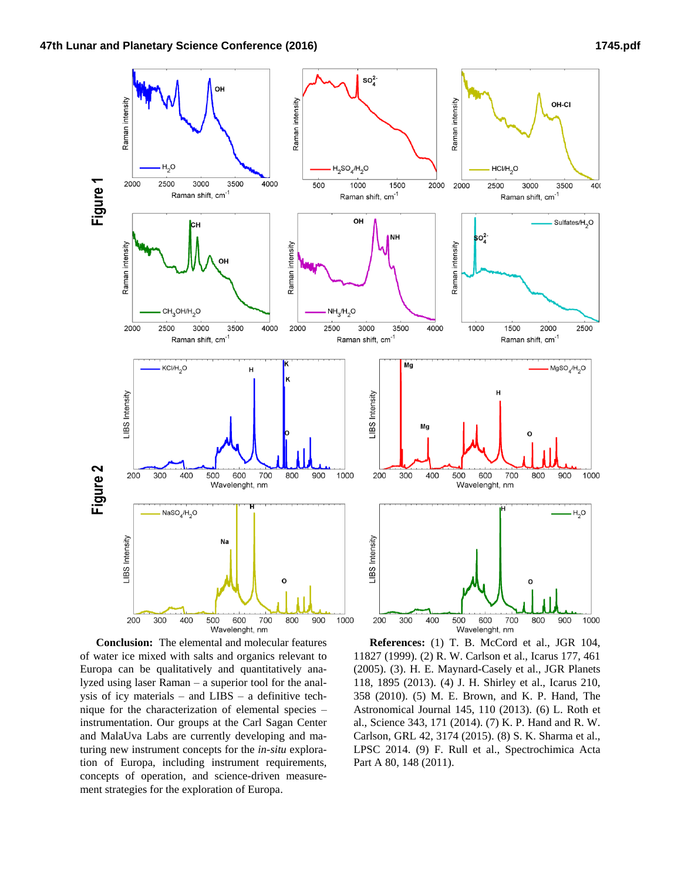Figure 1

OH
$H_2O$
Raman intensity
2000 2500 3000 3500 4000
Raman shift, $cm^{-1}$

$SO_4^{2-}$
$H_2SO_4/H_2O$
Raman intensity
500 1000 1500 2000
Raman shift, $cm^{-1}$

OH-Cl
$HCl/H_2O$
Raman intensity
2000 2500 3000 3500 40(
Raman shift, $cm^{-1}$

CH
OH
$CH_3OH/H_2O$
Raman intensity
2000 2500 3000 3500 4000
Raman shift, $cm^{-1}$

OH
NH
$NH_3/H_2O$
Raman intensity
2000 2500 3000 3500 4000
Raman shift, $cm^{-1}$

$SO_4^{2-}$
Sulfates/$H_2O$
Raman intensity
1000 1500 2000 2500
Raman shift, $cm^{-1}$

Figure 2

$KCl/H_2O$
H
K
K
O
LIBS Intensity
200 300 400 500 600 700 800 900 1000
Wavelenght, nm

Mg
$MgSO_4/H_2O$
H
Mg
O
LIBS Intensity
200 300 400 500 600 700 800 900 1000
Wavelenght, nm

$NaSO_4/H_2O$
H
Na
O
LIBS Intensity
200 300 400 500 600 700 800 900 1000
Wavelenght, nm

H
$H_2O$
O
LIBS Intensity
200 300 400 500 600 700 800 900 1000
Wavelenght, nm

**Conclusion:** The elemental and molecular features of water ice mixed with salts and organics relevant to Europa can be qualitatively and quantitatively analyzed using laser Raman – a superior tool for the analysis of icy materials – and LIBS – a definitive technique for the characterization of elemental species – instrumentation. Our groups at the Carl Sagan Center and MalaUva Labs are currently developing and maturing new instrument concepts for the *in-situ* exploration of Europa, including instrument requirements, concepts of operation, and science-driven measurement strategies for the exploration of Europa.

**References:** (1) T. B. McCord et al., JGR 104, 11827 (1999). (2) R. W. Carlson et al., Icarus 177, 461 (2005). (3). H. E. Maynard-Casely et al., JGR Planets 118, 1895 (2013). (4) J. H. Shirley et al., Icarus 210, 358 (2010). (5) M. E. Brown, and K. P. Hand, The Astronomical Journal 145, 110 (2013). (6) L. Roth et al., Science 343, 171 (2014). (7) K. P. Hand and R. W. Carlson, GRL 42, 3174 (2015). (8) S. K. Sharma et al., LPSC 2014. (9) F. Rull et al., Spectrochimica Acta Part A 80, 148 (2011).